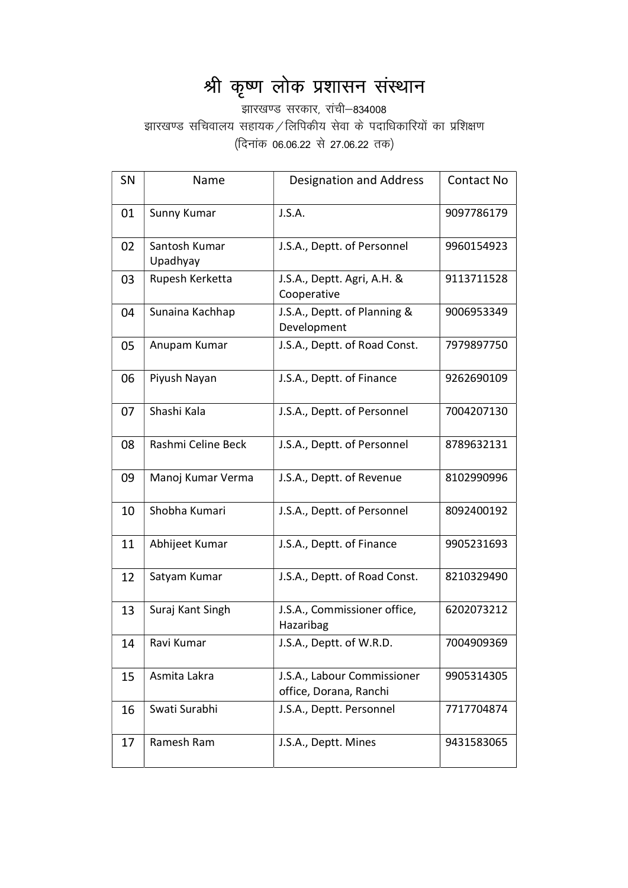# श्री कृष्ण लोक प्रशासन संस्थान

झारखण्ड सरकार, रांची–834008

झारखण्ड सचिवालय सहायक/लिपिकीय सेवा के पदाधिकारियों का प्रशिक्षण

(दिनांक 06.06.22 से 27.06.22 तक)

| SN | Name | Designation and Address | Contact No |
|---|---|---|---|
| 01 | Sunny Kumar | J.S.A. | 9097786179 |
| 02 | Santosh Kumar Upadhyay | J.S.A., Deptt. of Personnel | 9960154923 |
| 03 | Rupesh Kerketta | J.S.A., Deptt. Agri, A.H. & Cooperative | 9113711528 |
| 04 | Sunaina Kachhap | J.S.A., Deptt. of Planning & Development | 9006953349 |
| 05 | Anupam Kumar | J.S.A., Deptt. of Road Const. | 7979897750 |
| 06 | Piyush Nayan | J.S.A., Deptt. of Finance | 9262690109 |
| 07 | Shashi Kala | J.S.A., Deptt. of Personnel | 7004207130 |
| 08 | Rashmi Celine Beck | J.S.A., Deptt. of Personnel | 8789632131 |
| 09 | Manoj Kumar Verma | J.S.A., Deptt. of Revenue | 8102990996 |
| 10 | Shobha Kumari | J.S.A., Deptt. of Personnel | 8092400192 |
| 11 | Abhijeet Kumar | J.S.A., Deptt. of Finance | 9905231693 |
| 12 | Satyam Kumar | J.S.A., Deptt. of Road Const. | 8210329490 |
| 13 | Suraj Kant Singh | J.S.A., Commissioner office, Hazaribag | 6202073212 |
| 14 | Ravi Kumar | J.S.A., Deptt. of W.R.D. | 7004909369 |
| 15 | Asmita Lakra | J.S.A., Labour Commissioner office, Dorana, Ranchi | 9905314305 |
| 16 | Swati Surabhi | J.S.A., Deptt. Personnel | 7717704874 |
| 17 | Ramesh Ram | J.S.A., Deptt. Mines | 9431583065 |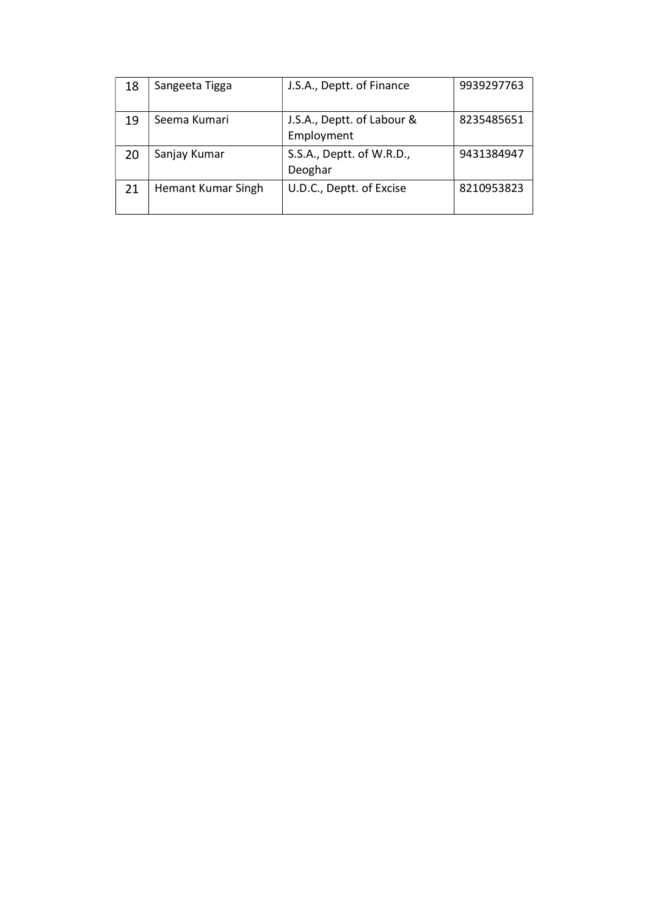| | | | |
|---|---|---|---|
| 18 | Sangeeta Tigga | J.S.A., Deptt. of Finance | 9939297763 |
| 19 | Seema Kumari | J.S.A., Deptt. of Labour & Employment | 8235485651 |
| 20 | Sanjay Kumar | S.S.A., Deptt. of W.R.D., Deoghar | 9431384947 |
| 21 | Hemant Kumar Singh | U.D.C., Deptt. of Excise | 8210953823 |